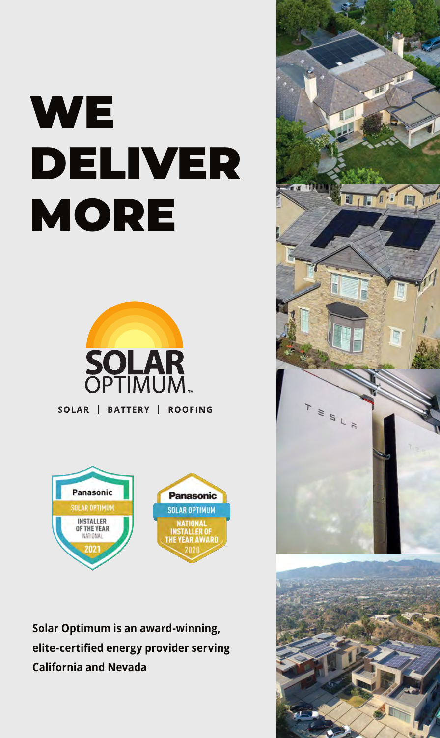# WE DELIVER MORE

SOLAR OPTIMUM™

SOLAR | BATTERY | ROOFING

Panasonic SOLAR OPTIMUM INSTALLER OF THE YEAR NATIONAL 2021

Panasonic SOLAR OPTIMUM NATIONAL INSTALLER OF THE YEAR AWARD 2020

**Solar Optimum is an award-winning, elite-certified energy provider serving California and Nevada**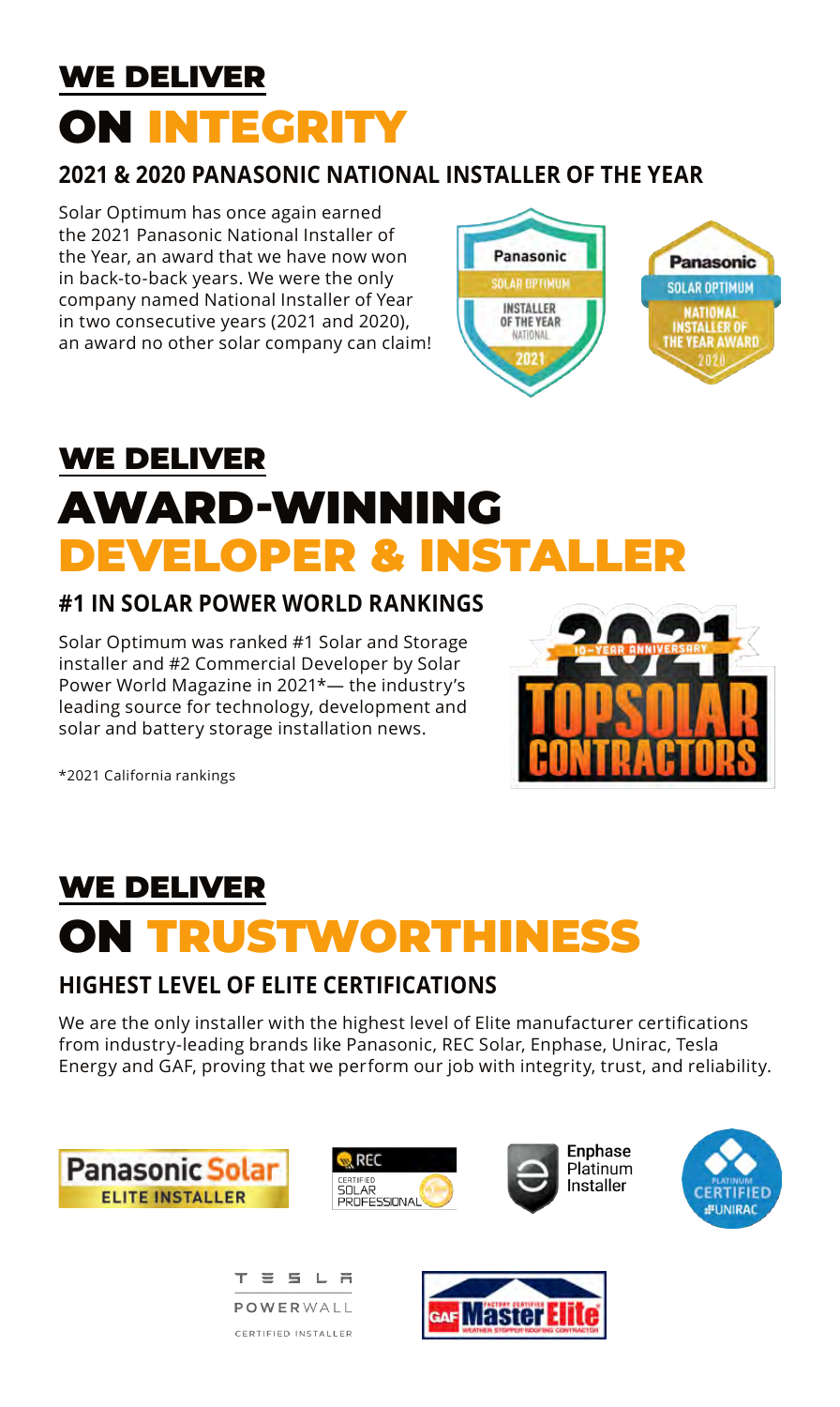## WE DELIVER ON INTEGRITY

### 2021 & 2020 PANASONIC NATIONAL INSTALLER OF THE YEAR

Solar Optimum has once again earned the 2021 Panasonic National Installer of the Year, an award that we have now won in back-to-back years. We were the only company named National Installer of Year in two consecutive years (2021 and 2020), an award no other solar company can claim!

## WE DELIVER AWARD-WINNING DEVELOPER & INSTALLER

### #1 IN SOLAR POWER WORLD RANKINGS

Solar Optimum was ranked #1 Solar and Storage installer and #2 Commercial Developer by Solar Power World Magazine in 2021*— the industry's leading source for technology, development and solar and battery storage installation news.

*2021 California rankings

## WE DELIVER ON TRUSTWORTHINESS

### HIGHEST LEVEL OF ELITE CERTIFICATIONS

We are the only installer with the highest level of Elite manufacturer certifications from industry-leading brands like Panasonic, REC Solar, Enphase, Unirac, Tesla Energy and GAF, proving that we perform our job with integrity, trust, and reliability.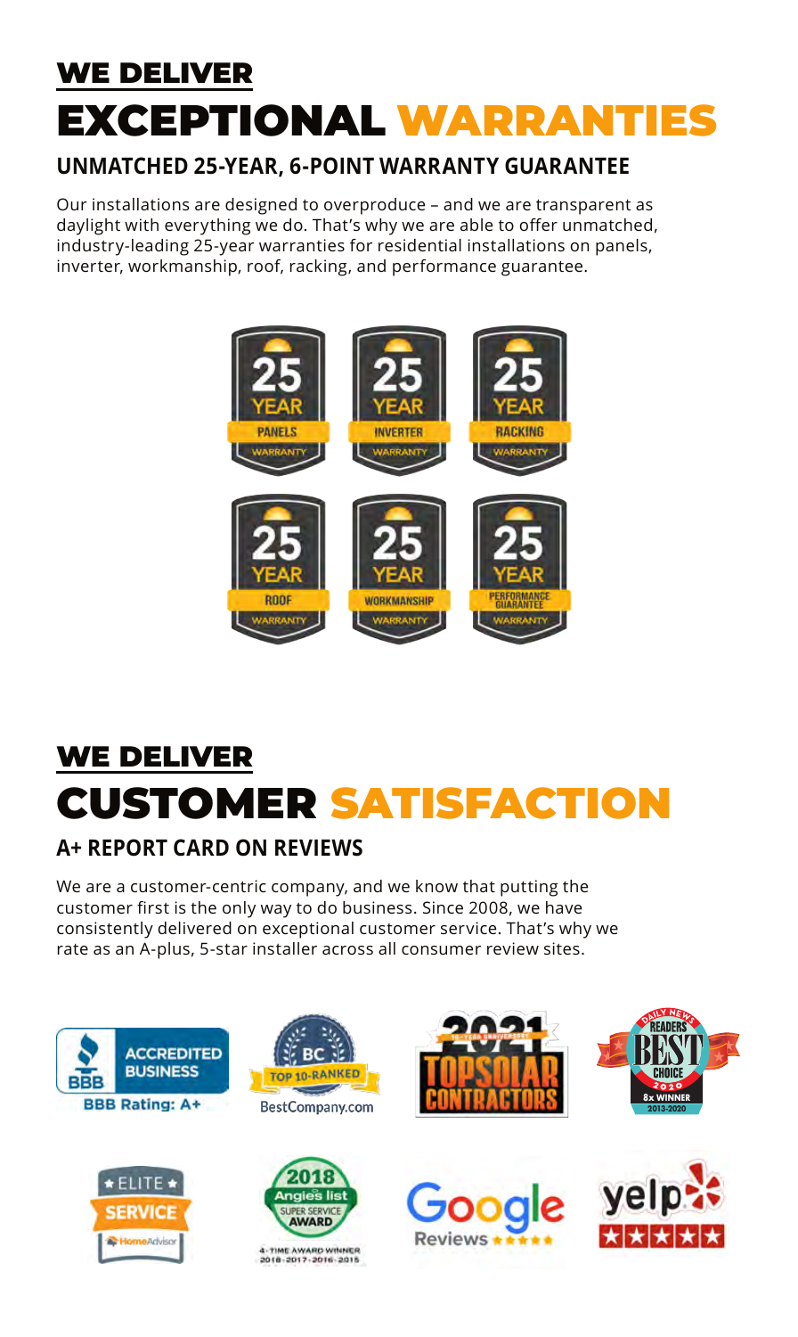# WE DELIVER EXCEPTIONAL WARRANTIES

## UNMATCHED 25-YEAR, 6-POINT WARRANTY GUARANTEE

Our installations are designed to overproduce – and we are transparent as daylight with everything we do. That's why we are able to offer unmatched, industry-leading 25-year warranties for residential installations on panels, inverter, workmanship, roof, racking, and performance guarantee.

25 YEAR PANELS WARRANTY

25 YEAR INVERTER WARRANTY

25 YEAR RACKING WARRANTY

25 YEAR ROOF WARRANTY

25 YEAR WORKMANSHIP WARRANTY

25 YEAR PERFORMANCE GUARANTEE WARRANTY

# WE DELIVER CUSTOMER SATISFACTION

## A+ REPORT CARD ON REVIEWS

We are a customer-centric company, and we know that putting the customer first is the only way to do business. Since 2008, we have consistently delivered on exceptional customer service. That's why we rate as an A-plus, 5-star installer across all consumer review sites.

BBB ACCREDITED BUSINESS — BBB Rating: A+

BC TOP 10-RANKED — BestCompany.com

2021 TOP SOLAR CONTRACTORS

DAILY NEWS READERS BEST CHOICE 2020 — 8x WINNER 2013-2020

ELITE SERVICE — HomeAdvisor

2018 Angie's list SUPER SERVICE AWARD — 4-TIME AWARD WINNER 2018-2017-2016-2015

Google Reviews ★★★★★

yelp ★★★★★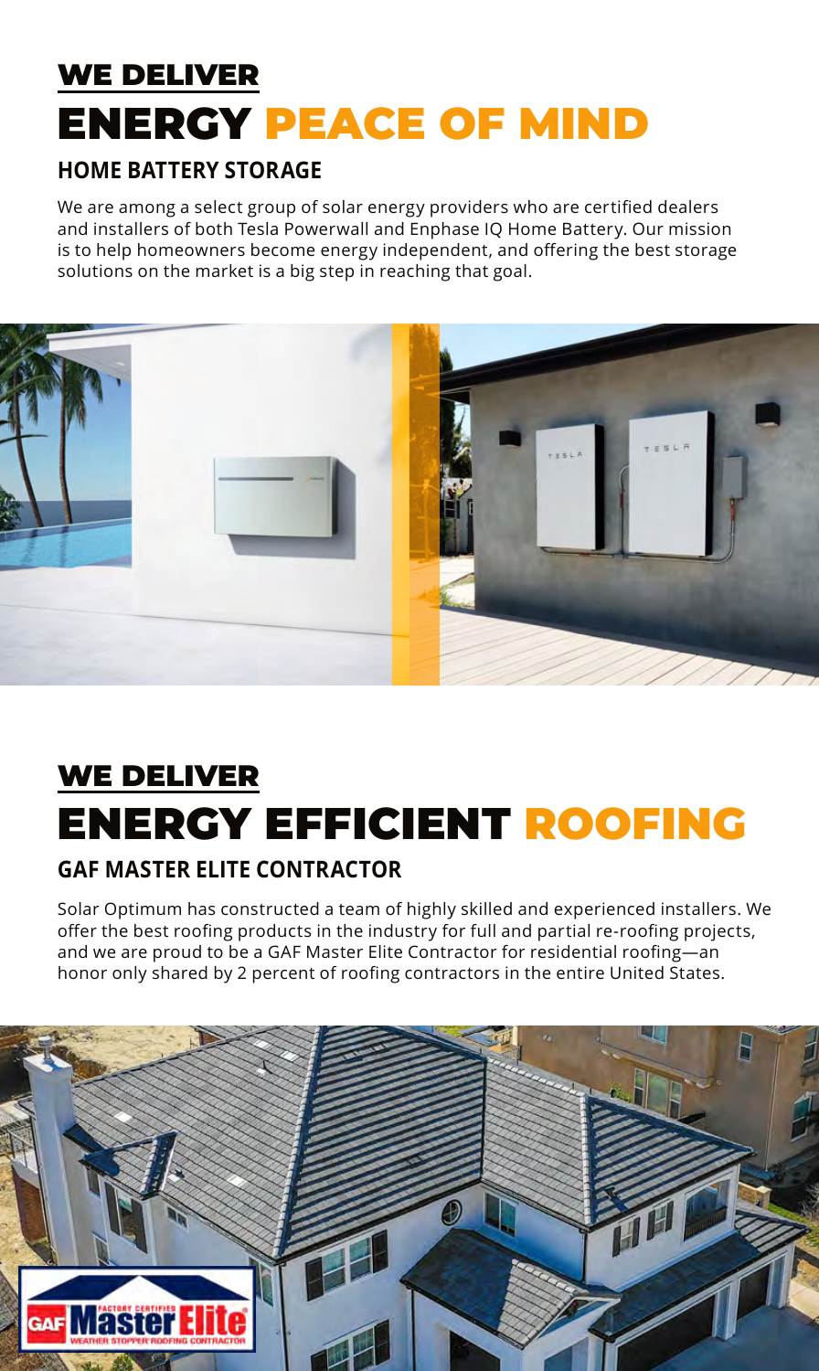# WE DELIVER ENERGY PEACE OF MIND

## HOME BATTERY STORAGE

We are among a select group of solar energy providers who are certified dealers and installers of both Tesla Powerwall and Enphase IQ Home Battery. Our mission is to help homeowners become energy independent, and offering the best storage solutions on the market is a big step in reaching that goal.

# WE DELIVER ENERGY EFFICIENT ROOFING

## GAF MASTER ELITE CONTRACTOR

Solar Optimum has constructed a team of highly skilled and experienced installers. We offer the best roofing products in the industry for full and partial re-roofing projects, and we are proud to be a GAF Master Elite Contractor for residential roofing—an honor only shared by 2 percent of roofing contractors in the entire United States.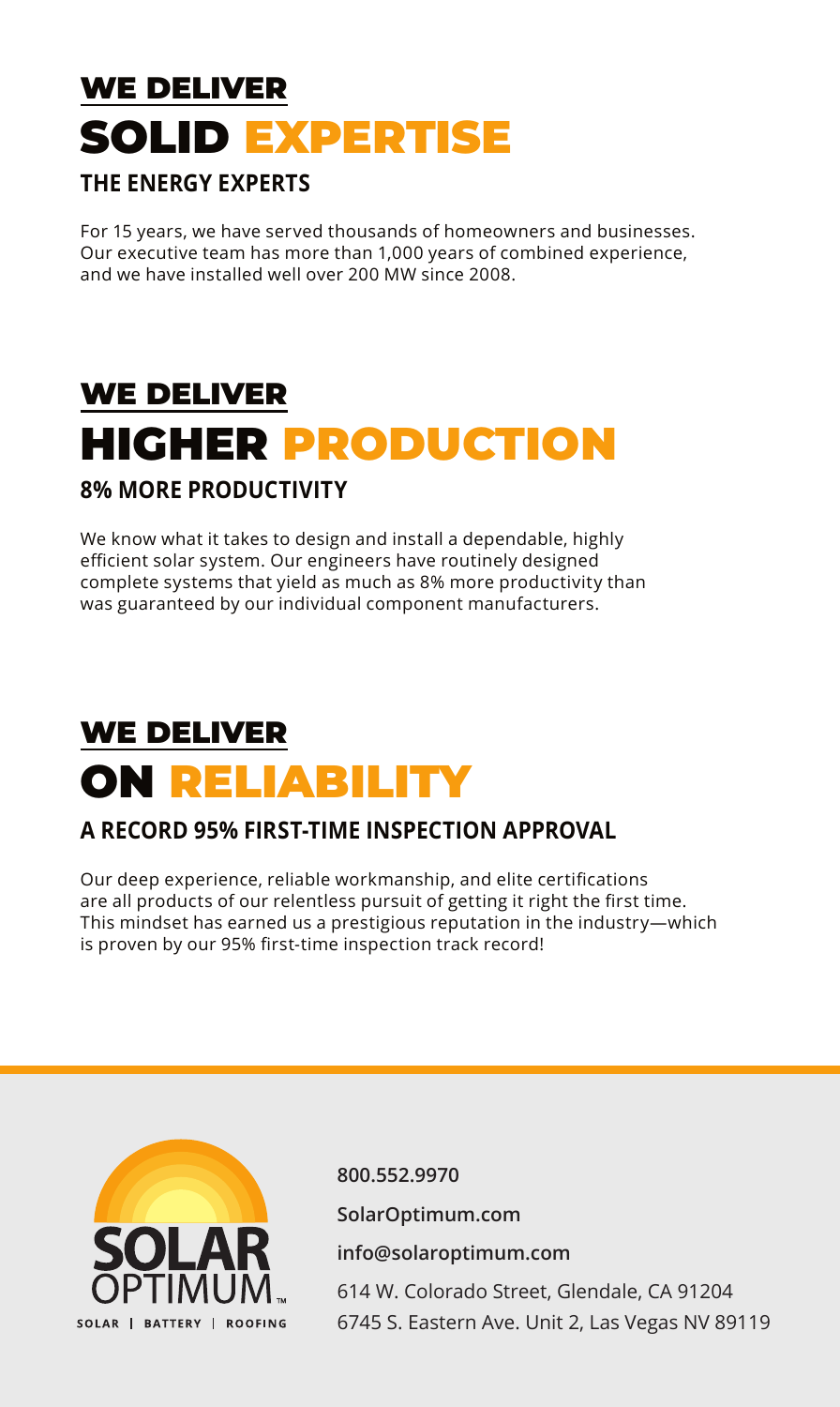# WE DELIVER SOLID EXPERTISE

### THE ENERGY EXPERTS

For 15 years, we have served thousands of homeowners and businesses. Our executive team has more than 1,000 years of combined experience, and we have installed well over 200 MW since 2008.

# WE DELIVER HIGHER PRODUCTION

### 8% MORE PRODUCTIVITY

We know what it takes to design and install a dependable, highly efficient solar system. Our engineers have routinely designed complete systems that yield as much as 8% more productivity than was guaranteed by our individual component manufacturers.

# WE DELIVER ON RELIABILITY

### A RECORD 95% FIRST-TIME INSPECTION APPROVAL

Our deep experience, reliable workmanship, and elite certifications are all products of our relentless pursuit of getting it right the first time. This mindset has earned us a prestigious reputation in the industry—which is proven by our 95% first-time inspection track record!

SOLAR OPTIMUM™
SOLAR | BATTERY | ROOFING

**800.552.9970**

**SolarOptimum.com**

**info@solaroptimum.com**

614 W. Colorado Street, Glendale, CA 91204
6745 S. Eastern Ave. Unit 2, Las Vegas NV 89119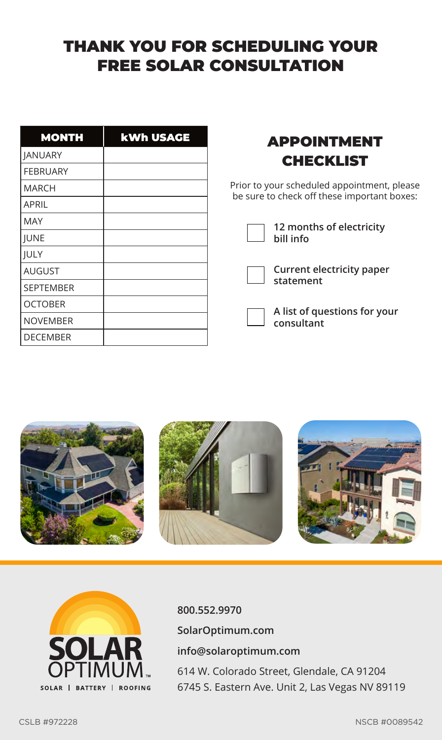# THANK YOU FOR SCHEDULING YOUR FREE SOLAR CONSULTATION

| MONTH | kWh USAGE |
|---|---|
| JANUARY | |
| FEBRUARY | |
| MARCH | |
| APRIL | |
| MAY | |
| JUNE | |
| JULY | |
| AUGUST | |
| SEPTEMBER | |
| OCTOBER | |
| NOVEMBER | |
| DECEMBER | |

## APPOINTMENT CHECKLIST

Prior to your scheduled appointment, please be sure to check off these important boxes:

- [ ] **12 months of electricity bill info**
- [ ] **Current electricity paper statement**
- [ ] **A list of questions for your consultant**

SOLAR OPTIMUM™

SOLAR | BATTERY | ROOFING

**800.552.9970**

**SolarOptimum.com**

**info@solaroptimum.com**

614 W. Colorado Street, Glendale, CA 91204

6745 S. Eastern Ave. Unit 2, Las Vegas NV 89119

CSLB #972228

NSCB #0089542